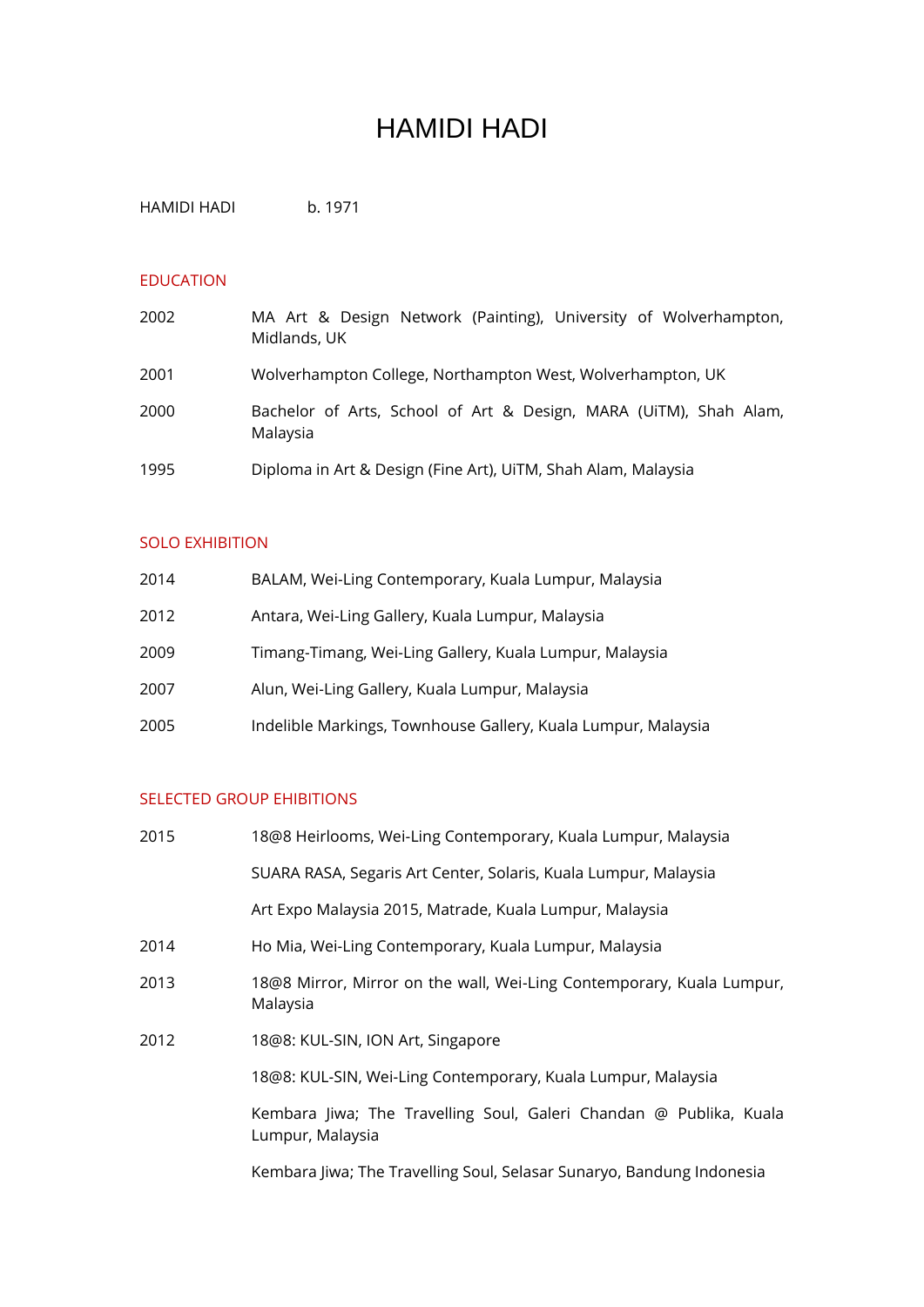# HAMIDI HADI

HAMIDI HADI b. 1971

## EDUCATION

| | |
|---|---|
| 2002 | MA Art & Design Network (Painting), University of Wolverhampton, Midlands, UK |
| 2001 | Wolverhampton College, Northampton West, Wolverhampton, UK |
| 2000 | Bachelor of Arts, School of Art & Design, MARA (UiTM), Shah Alam, Malaysia |
| 1995 | Diploma in Art & Design (Fine Art), UiTM, Shah Alam, Malaysia |

## SOLO EXHIBITION

| | |
|---|---|
| 2014 | BALAM, Wei-Ling Contemporary, Kuala Lumpur, Malaysia |
| 2012 | Antara, Wei-Ling Gallery, Kuala Lumpur, Malaysia |
| 2009 | Timang-Timang, Wei-Ling Gallery, Kuala Lumpur, Malaysia |
| 2007 | Alun, Wei-Ling Gallery, Kuala Lumpur, Malaysia |
| 2005 | Indelible Markings, Townhouse Gallery, Kuala Lumpur, Malaysia |

## SELECTED GROUP EHIBITIONS

| | |
|---|---|
| 2015 | 18@8 Heirlooms, Wei-Ling Contemporary, Kuala Lumpur, Malaysia |
| | SUARA RASA, Segaris Art Center, Solaris, Kuala Lumpur, Malaysia |
| | Art Expo Malaysia 2015, Matrade, Kuala Lumpur, Malaysia |
| 2014 | Ho Mia, Wei-Ling Contemporary, Kuala Lumpur, Malaysia |
| 2013 | 18@8 Mirror, Mirror on the wall, Wei-Ling Contemporary, Kuala Lumpur, Malaysia |
| 2012 | 18@8: KUL-SIN, ION Art, Singapore |
| | 18@8: KUL-SIN, Wei-Ling Contemporary, Kuala Lumpur, Malaysia |
| | Kembara Jiwa; The Travelling Soul, Galeri Chandan @ Publika, Kuala Lumpur, Malaysia |
| | Kembara Jiwa; The Travelling Soul, Selasar Sunaryo, Bandung Indonesia |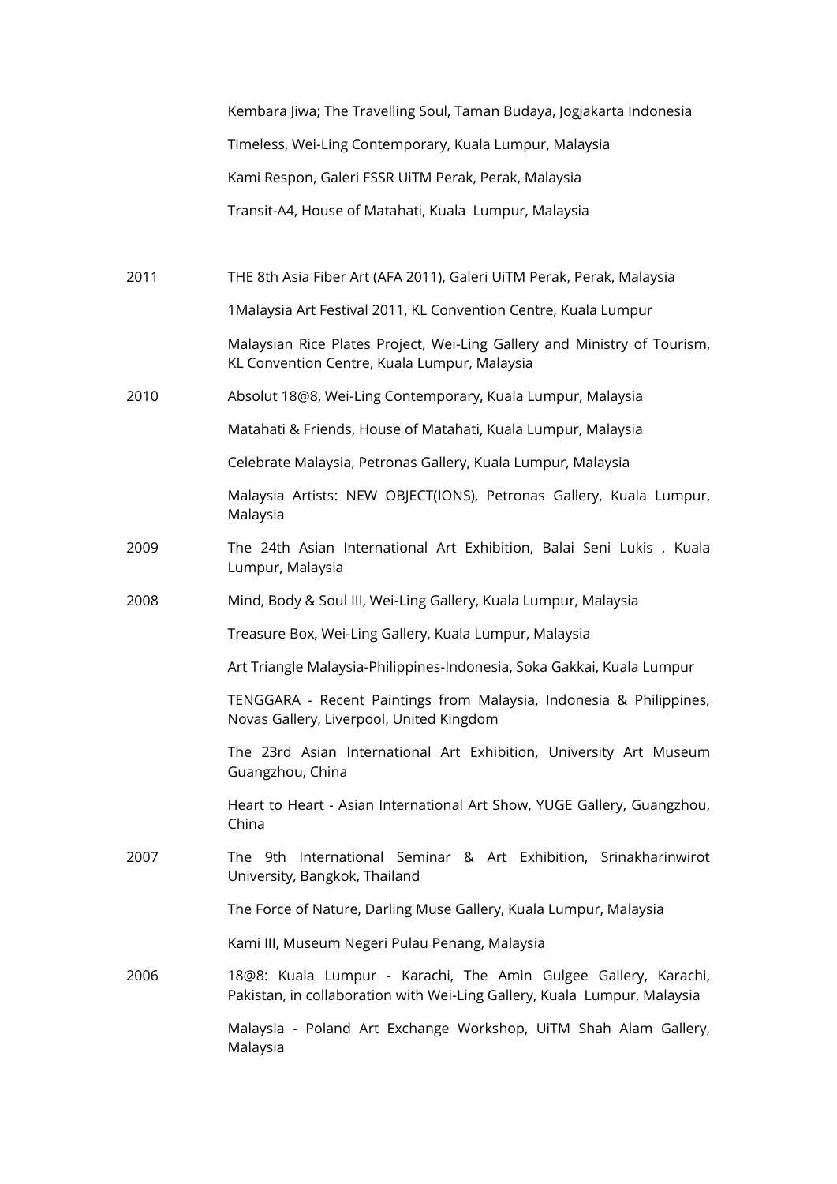|      |                                                                                                                   |
|------|-------------------------------------------------------------------------------------------------------------------|
|      | Kembara Jiwa; The Travelling Soul, Taman Budaya, Jogjakarta Indonesia |
|      | Timeless, Wei-Ling Contemporary, Kuala Lumpur, Malaysia |
|      | Kami Respon, Galeri FSSR UiTM Perak, Perak, Malaysia |
|      | Transit-A4, House of Matahati, Kuala Lumpur, Malaysia |
| 2011 | THE 8th Asia Fiber Art (AFA 2011), Galeri UiTM Perak, Perak, Malaysia |
|      | 1Malaysia Art Festival 2011, KL Convention Centre, Kuala Lumpur |
|      | Malaysian Rice Plates Project, Wei-Ling Gallery and Ministry of Tourism, KL Convention Centre, Kuala Lumpur, Malaysia |
| 2010 | Absolut 18@8, Wei-Ling Contemporary, Kuala Lumpur, Malaysia |
|      | Matahati & Friends, House of Matahati, Kuala Lumpur, Malaysia |
|      | Celebrate Malaysia, Petronas Gallery, Kuala Lumpur, Malaysia |
|      | Malaysia Artists: NEW OBJECT(IONS), Petronas Gallery, Kuala Lumpur, Malaysia |
| 2009 | The 24th Asian International Art Exhibition, Balai Seni Lukis , Kuala Lumpur, Malaysia |
| 2008 | Mind, Body & Soul III, Wei-Ling Gallery, Kuala Lumpur, Malaysia |
|      | Treasure Box, Wei-Ling Gallery, Kuala Lumpur, Malaysia |
|      | Art Triangle Malaysia-Philippines-Indonesia, Soka Gakkai, Kuala Lumpur |
|      | TENGGARA - Recent Paintings from Malaysia, Indonesia & Philippines, Novas Gallery, Liverpool, United Kingdom |
|      | The 23rd Asian International Art Exhibition, University Art Museum Guangzhou, China |
|      | Heart to Heart - Asian International Art Show, YUGE Gallery, Guangzhou, China |
| 2007 | The 9th International Seminar & Art Exhibition, Srinakharinwirot University, Bangkok, Thailand |
|      | The Force of Nature, Darling Muse Gallery, Kuala Lumpur, Malaysia |
|      | Kami III, Museum Negeri Pulau Penang, Malaysia |
| 2006 | 18@8: Kuala Lumpur - Karachi, The Amin Gulgee Gallery, Karachi, Pakistan, in collaboration with Wei-Ling Gallery, Kuala Lumpur, Malaysia |
|      | Malaysia - Poland Art Exchange Workshop, UiTM Shah Alam Gallery, Malaysia |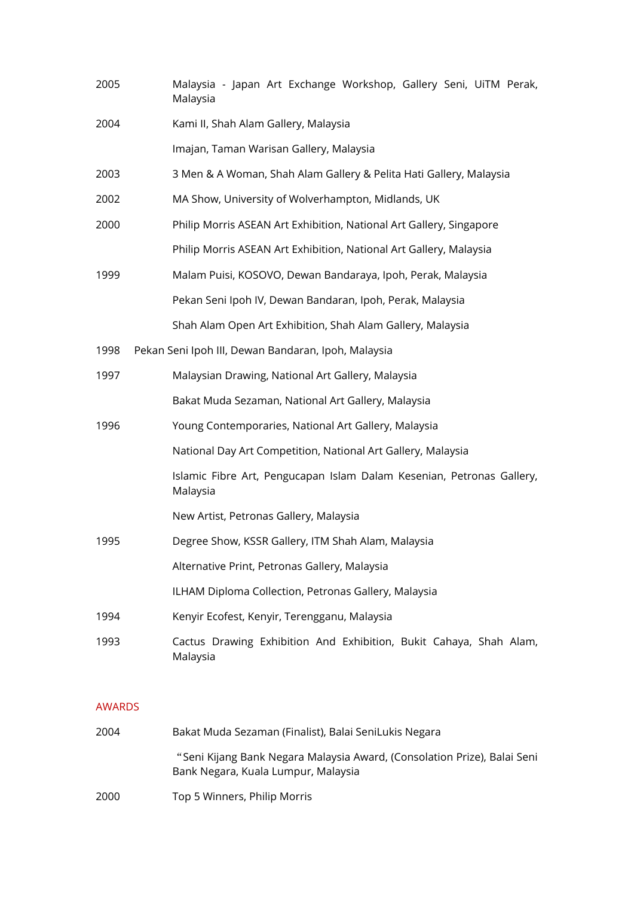| | |
|---|---|
| 2005 | Malaysia - Japan Art Exchange Workshop, Gallery Seni, UiTM Perak, Malaysia |
| 2004 | Kami II, Shah Alam Gallery, Malaysia |
| | Imajan, Taman Warisan Gallery, Malaysia |
| 2003 | 3 Men & A Woman, Shah Alam Gallery & Pelita Hati Gallery, Malaysia |
| 2002 | MA Show, University of Wolverhampton, Midlands, UK |
| 2000 | Philip Morris ASEAN Art Exhibition, National Art Gallery, Singapore |
| | Philip Morris ASEAN Art Exhibition, National Art Gallery, Malaysia |
| 1999 | Malam Puisi, KOSOVO, Dewan Bandaraya, Ipoh, Perak, Malaysia |
| | Pekan Seni Ipoh IV, Dewan Bandaran, Ipoh, Perak, Malaysia |
| | Shah Alam Open Art Exhibition, Shah Alam Gallery, Malaysia |
| 1998 | Pekan Seni Ipoh III, Dewan Bandaran, Ipoh, Malaysia |
| 1997 | Malaysian Drawing, National Art Gallery, Malaysia |
| | Bakat Muda Sezaman, National Art Gallery, Malaysia |
| 1996 | Young Contemporaries, National Art Gallery, Malaysia |
| | National Day Art Competition, National Art Gallery, Malaysia |
| | Islamic Fibre Art, Pengucapan Islam Dalam Kesenian, Petronas Gallery, Malaysia |
| | New Artist, Petronas Gallery, Malaysia |
| 1995 | Degree Show, KSSR Gallery, ITM Shah Alam, Malaysia |
| | Alternative Print, Petronas Gallery, Malaysia |
| | ILHAM Diploma Collection, Petronas Gallery, Malaysia |
| 1994 | Kenyir Ecofest, Kenyir, Terengganu, Malaysia |
| 1993 | Cactus Drawing Exhibition And Exhibition, Bukit Cahaya, Shah Alam, Malaysia |

## AWARDS

| | |
|---|---|
| 2004 | Bakat Muda Sezaman (Finalist), Balai SeniLukis Negara |
| | "Seni Kijang Bank Negara Malaysia Award, (Consolation Prize), Balai Seni Bank Negara, Kuala Lumpur, Malaysia |
| 2000 | Top 5 Winners, Philip Morris |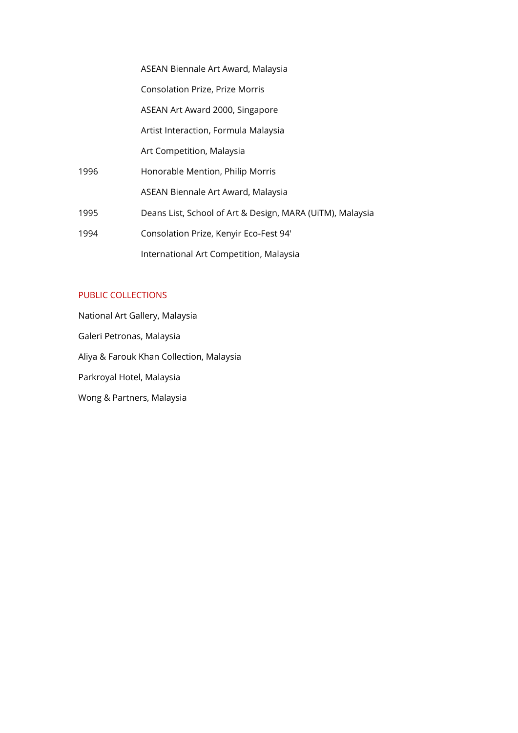| | |
|---|---|
| | ASEAN Biennale Art Award, Malaysia |
| | Consolation Prize, Prize Morris |
| | ASEAN Art Award 2000, Singapore |
| | Artist Interaction, Formula Malaysia |
| | Art Competition, Malaysia |
| 1996 | Honorable Mention, Philip Morris |
| | ASEAN Biennale Art Award, Malaysia |
| 1995 | Deans List, School of Art & Design, MARA (UiTM), Malaysia |
| 1994 | Consolation Prize, Kenyir Eco-Fest 94' |
| | International Art Competition, Malaysia |

## PUBLIC COLLECTIONS

National Art Gallery, Malaysia

Galeri Petronas, Malaysia

Aliya & Farouk Khan Collection, Malaysia

Parkroyal Hotel, Malaysia

Wong & Partners, Malaysia